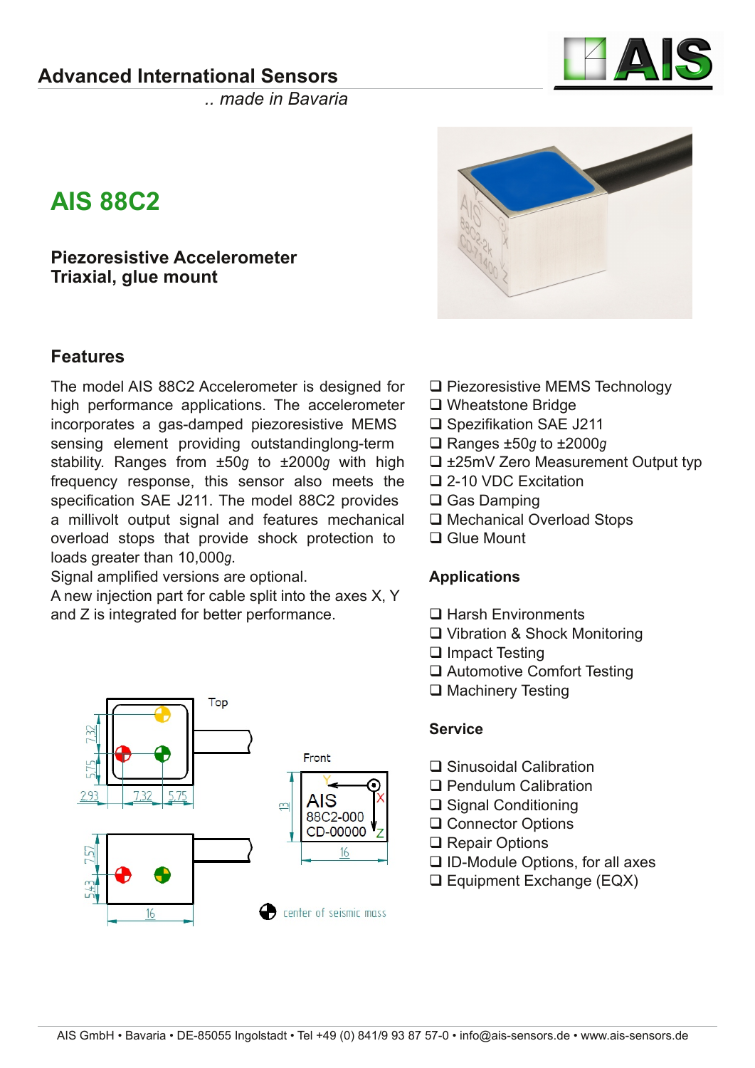## Advanced International Sensors

*.. made in Bavaria*

# AIS 88C2

### Piezoresistive Accelerometer
### Triaxial, glue mount

## Features

The model AIS 88C2 Accelerometer is designed for high performance applications. The accelerometer incorporates a gas-damped piezoresistive MEMS sensing element providing outstandinglong-term stability. Ranges from ±50*g* to ±2000*g* with high frequency response, this sensor also meets the specification SAE J211. The model 88C2 provides a millivolt output signal and features mechanical overload stops that provide shock protection to loads greater than 10,000*g*.
Signal amplified versions are optional.
A new injection part for cable split into the axes X, Y and Z is integrated for better performance.

- ❑ Piezoresistive MEMS Technology
- ❑ Wheatstone Bridge
- ❑ Spezifikation SAE J211
- ❑ Ranges ±50*g* to ±2000*g*
- ❑ ±25mV Zero Measurement Output typ
- ❑ 2-10 VDC Excitation
- ❑ Gas Damping
- ❑ Mechanical Overload Stops
- ❑ Glue Mount

## Applications

- ❑ Harsh Environments
- ❑ Vibration & Shock Monitoring
- ❑ Impact Testing
- ❑ Automotive Comfort Testing
- ❑ Machinery Testing

## Service

- ❑ Sinusoidal Calibration
- ❑ Pendulum Calibration
- ❑ Signal Conditioning
- ❑ Connector Options
- ❑ Repair Options
- ❑ ID-Module Options, for all axes
- ❑ Equipment Exchange (EQX)

Top: 7.32, 5.75, 2.93, 7.32, 5.75

Front: AIS 88C2-000 CD-00000, 13, 16, X, Y, Z

7.57, 5.43, 16

center of seismic mass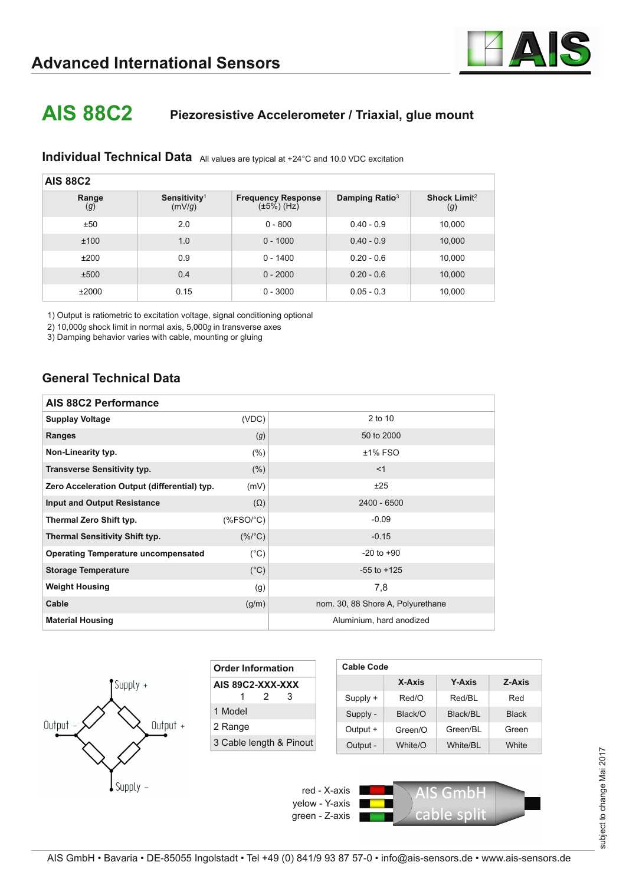## Advanced International Sensors

# AIS 88C2

**Piezoresistive Accelerometer / Triaxial, glue mount**

## Individual Technical Data

All values are typical at +24°C and 10.0 VDC excitation

| Range (*g*) | Sensitivity[1] (mV/*g*) | Frequency Response (±5%) (Hz) | Damping Ratio[3] | Shock Limit[2] (*g*) |
|---|---|---|---|---|
| ±50 | 2.0 | 0 - 800 | 0.40 - 0.9 | 10,000 |
| ±100 | 1.0 | 0 - 1000 | 0.40 - 0.9 | 10,000 |
| ±200 | 0.9 | 0 - 1400 | 0.20 - 0.6 | 10,000 |
| ±500 | 0.4 | 0 - 2000 | 0.20 - 0.6 | 10,000 |
| ±2000 | 0.15 | 0 - 3000 | 0.05 - 0.3 | 10,000 |

1) Output is ratiometric to excitation voltage, signal conditioning optional
2) 10,000*g* shock limit in normal axis, 5,000*g* in transverse axes
3) Damping behavior varies with cable, mounting or gluing

## General Technical Data

| AIS 88C2 Performance | | |
|---|---|---|
| **Supplay Voltage** | (VDC) | 2 to 10 |
| **Ranges** | (*g*) | 50 to 2000 |
| **Non-Linearity typ.** | (%) | ±1% FSO |
| **Transverse Sensitivity typ.** | (%) | <1 |
| **Zero Acceleration Output (differential) typ.** | (mV) | ±25 |
| **Input and Output Resistance** | (Ω) | 2400 - 6500 |
| **Thermal Zero Shift typ.** | (%FSO/°C) | -0.09 |
| **Thermal Sensitivity Shift typ.** | (%/°C) | -0.15 |
| **Operating Temperature uncompensated** | (°C) | -20 to +90 |
| **Storage Temperature** | (°C) | -55 to +125 |
| **Weight Housing** | (g) | 7,8 |
| **Cable** | (g/m) | nom. 30, 88 Shore A, Polyurethane |
| **Material Housing** | | Aluminium, hard anodized |

Supply +
Output −
Output +
Supply −

| Order Information |
|---|
| **AIS 89C2-XXX-XXX** 1 2 3 |
| 1 Model |
| 2 Range |
| 3 Cable length & Pinout |

| Cable Code | X-Axis | Y-Axis | Z-Axis |
|---|---|---|---|
| Supply + | Red/O | Red/BL | Red |
| Supply - | Black/O | Black/BL | Black |
| Output + | Green/O | Green/BL | Green |
| Output - | White/O | White/BL | White |

red - X-axis
yelow - Y-axis
green - Z-axis

AIS GmbH cable split

subject to change Mai 2017

AIS GmbH • Bavaria • DE-85055 Ingolstadt • Tel +49 (0) 841/9 93 87 57-0 • info@ais-sensors.de • www.ais-sensors.de